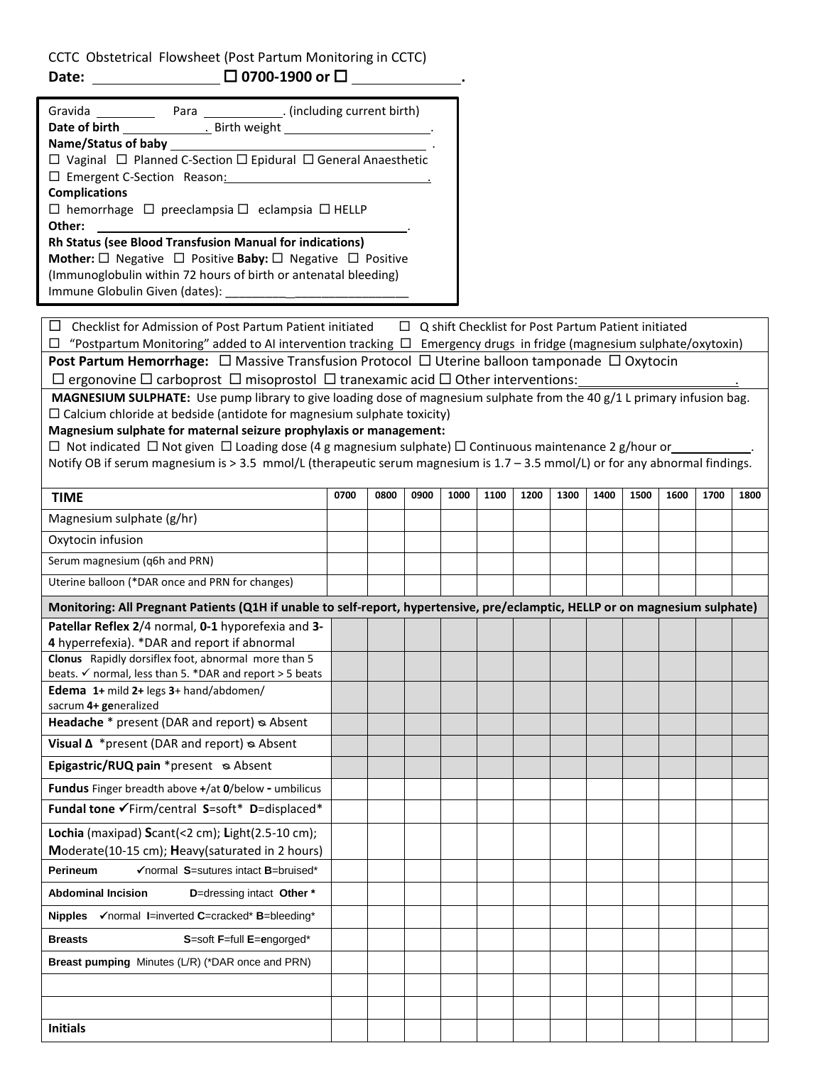CCTC Obstetrical Flowsheet (Post Partum Monitoring in CCTC)

**Date:** ________________ ☐ **0700-1900 or** ☐ ______________.

Gravida ________ Para ___________. (including current birth)
**Date of birth** ____________. Birth weight ____________________.
**Name/Status of baby** ______________________________________.
☐ Vaginal ☐ Planned C-Section ☐ Epidural ☐ General Anaesthetic
☐ Emergent C-Section Reason: ______________________________.
**Complications**
☐ hemorrhage ☐ preeclampsia ☐ eclampsia ☐ HELLP
**Other:** ___________________________________________.
**Rh Status (see Blood Transfusion Manual for indications)**
**Mother:** ☐ Negative ☐ Positive **Baby:** ☐ Negative ☐ Positive
(Immunoglobulin within 72 hours of birth or antenatal bleeding)
Immune Globulin Given (dates): _________ ________________

☐ Checklist for Admission of Post Partum Patient initiated ☐ Q shift Checklist for Post Partum Patient initiated
☐ "Postpartum Monitoring" added to AI intervention tracking ☐ Emergency drugs in fridge (magnesium sulphate/oxytoxin)

**Post Partum Hemorrhage:** ☐ Massive Transfusion Protocol ☐ Uterine balloon tamponade ☐ Oxytocin
☐ ergonovine ☐ carboprost ☐ misoprostol ☐ tranexamic acid ☐ Other interventions: ____________________.

**MAGNESIUM SULPHATE:** Use pump library to give loading dose of magnesium sulphate from the 40 g/1 L primary infusion bag.
☐ Calcium chloride at bedside (antidote for magnesium sulphate toxicity)
**Magnesium sulphate for maternal seizure prophylaxis or management:**
☐ Not indicated ☐ Not given ☐ Loading dose (4 g magnesium sulphate) ☐ Continuous maintenance 2 g/hour or __________.
Notify OB if serum magnesium is > 3.5 mmol/L (therapeutic serum magnesium is 1.7 – 3.5 mmol/L) or for any abnormal findings.

| TIME | 0700 | 0800 | 0900 | 1000 | 1100 | 1200 | 1300 | 1400 | 1500 | 1600 | 1700 | 1800 |
|---|---|---|---|---|---|---|---|---|---|---|---|---|
| Magnesium sulphate (g/hr) | | | | | | | | | | | | |
| Oxytocin infusion | | | | | | | | | | | | |
| Serum magnesium (q6h and PRN) | | | | | | | | | | | | |
| Uterine balloon (*DAR once and PRN for changes) | | | | | | | | | | | | |
| **Monitoring: All Pregnant Patients (Q1H if unable to self-report, hypertensive, pre/eclamptic, HELLP or on magnesium sulphate)** | | | | | | | | | | | | |
| **Patellar Reflex 2**/4 normal, **0-1** hyporefexia and **3-4** hyperrefexia). *DAR and report if abnormal | | | | | | | | | | | | |
| **Clonus** Rapidly dorsiflex foot, abnormal more than 5 beats. ✓ normal, less than 5. *DAR and report > 5 beats | | | | | | | | | | | | |
| **Edema 1+** mild **2+** legs **3+** hand/abdomen/ sacrum **4+ ge**neralized | | | | | | | | | | | | |
| **Headache** * present (DAR and report) ⦰ Absent | | | | | | | | | | | | |
| **Visual Δ** *present (DAR and report) ⦰ Absent | | | | | | | | | | | | |
| **Epigastric/RUQ pain** *present ⦰ Absent | | | | | | | | | | | | |
| **Fundus** Finger breadth above **+**/at **0**/below **-** umbilicus | | | | | | | | | | | | |
| **Fundal tone** ✓Firm/central **S**=soft* **D**=displaced* | | | | | | | | | | | | |
| **Lochia** (maxipad) **S**cant(<2 cm); **L**ight(2.5-10 cm); **M**oderate(10-15 cm); **H**eavy(saturated in 2 hours) | | | | | | | | | | | | |
| **Perineum** ✓normal **S**=sutures intact **B**=bruised* | | | | | | | | | | | | |
| **Abdominal Incision** **D**=dressing intact **Other *** | | | | | | | | | | | | |
| **Nipples** ✓normal **I**=inverted **C**=cracked* **B**=bleeding* | | | | | | | | | | | | |
| **Breasts** **S**=soft **F**=full **E**=**e**ngorged* | | | | | | | | | | | | |
| **Breast pumping** Minutes (L/R) (*DAR once and PRN) | | | | | | | | | | | | |
| | | | | | | | | | | | | |
| | | | | | | | | | | | | |
| **Initials** | | | | | | | | | | | | |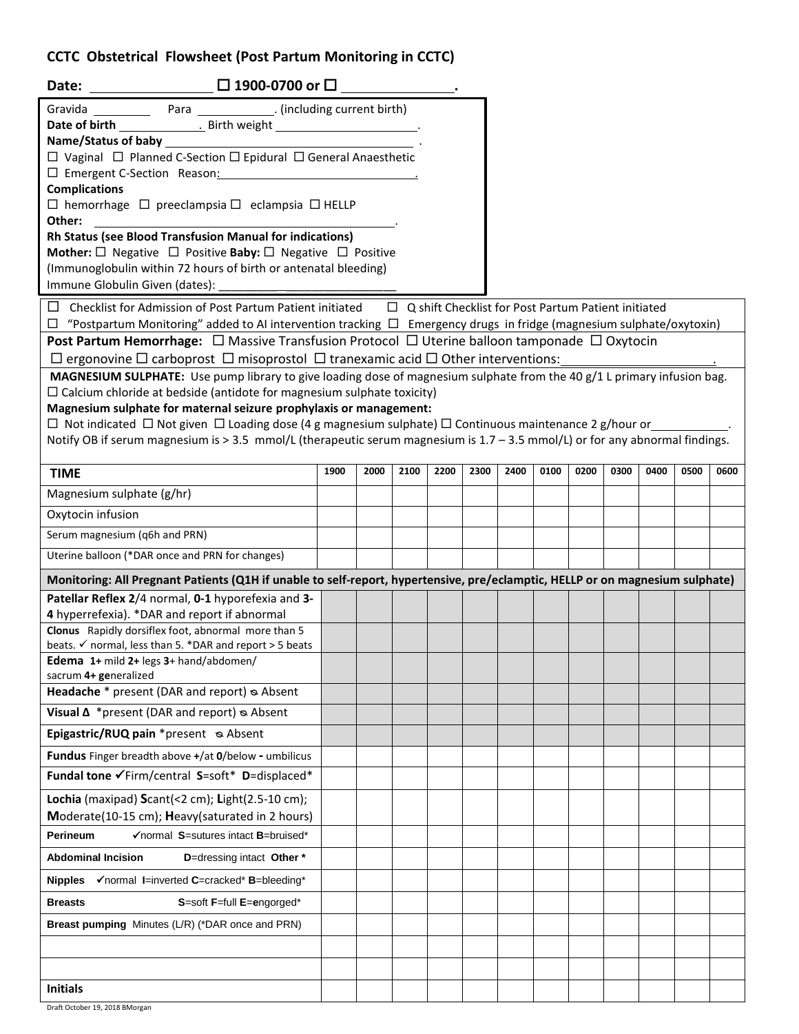## CCTC Obstetrical Flowsheet (Post Partum Monitoring in CCTC)

**Date:** ________________ ☐ **1900-0700 or** ☐ _______________.

Gravida _________ Para ____________. (including current birth)
**Date of birth** _____________. Birth weight ______________________.
**Name/Status of baby** ______________________________________ .
☐ Vaginal ☐ Planned C-Section ☐ Epidural ☐ General Anaesthetic
☐ Emergent C-Section Reason: _______________________________.
**Complications**
☐ hemorrhage ☐ preeclampsia ☐ eclampsia ☐ HELLP
**Other:** ______________________________________________.
**Rh Status (see Blood Transfusion Manual for indications)**
**Mother:** ☐ Negative ☐ Positive **Baby:** ☐ Negative ☐ Positive
(Immunoglobulin within 72 hours of birth or antenatal bleeding)
Immune Globulin Given (dates): ______________________________

☐ Checklist for Admission of Post Partum Patient initiated ☐ Q shift Checklist for Post Partum Patient initiated
☐ "Postpartum Monitoring" added to AI intervention tracking ☐ Emergency drugs in fridge (magnesium sulphate/oxytoxin)

**Post Partum Hemorrhage:** ☐ Massive Transfusion Protocol ☐ Uterine balloon tamponade ☐ Oxytocin
☐ ergonovine ☐ carboprost ☐ misoprostol ☐ tranexamic acid ☐ Other interventions: ______________________.

**MAGNESIUM SULPHATE:** Use pump library to give loading dose of magnesium sulphate from the 40 g/1 L primary infusion bag.
☐ Calcium chloride at bedside (antidote for magnesium sulphate toxicity)
**Magnesium sulphate for maternal seizure prophylaxis or management:**
☐ Not indicated ☐ Not given ☐ Loading dose (4 g magnesium sulphate) ☐ Continuous maintenance 2 g/hour or ___________.
Notify OB if serum magnesium is > 3.5 mmol/L (therapeutic serum magnesium is 1.7 – 3.5 mmol/L) or for any abnormal findings.

| **TIME** | 1900 | 2000 | 2100 | 2200 | 2300 | 2400 | 0100 | 0200 | 0300 | 0400 | 0500 | 0600 |
|---|---|---|---|---|---|---|---|---|---|---|---|---|
| Magnesium sulphate (g/hr) | | | | | | | | | | | | |
| Oxytocin infusion | | | | | | | | | | | | |
| Serum magnesium (q6h and PRN) | | | | | | | | | | | | |
| Uterine balloon (*DAR once and PRN for changes) | | | | | | | | | | | | |
| **Monitoring: All Pregnant Patients (Q1H if unable to self-report, hypertensive, pre/eclamptic, HELLP or on magnesium sulphate)** | | | | | | | | | | | | |
| **Patellar Reflex 2**/4 normal, **0-1** hyporefexia and **3-4** hyperrefexia). *DAR and report if abnormal | | | | | | | | | | | | |
| **Clonus** Rapidly dorsiflex foot, abnormal more than 5 beats. ✓ normal, less than 5. *DAR and report > 5 beats | | | | | | | | | | | | |
| **Edema 1+** mild **2+** legs **3+** hand/abdomen/ sacrum **4+ ge**neralized | | | | | | | | | | | | |
| **Headache** * present (DAR and report) ⦰ Absent | | | | | | | | | | | | |
| **Visual Δ** *present (DAR and report) ⦰ Absent | | | | | | | | | | | | |
| **Epigastric/RUQ pain** *present ⦰ Absent | | | | | | | | | | | | |
| **Fundus** Finger breadth above **+**/at **0**/below **-** umbilicus | | | | | | | | | | | | |
| **Fundal tone** ✓Firm/central **S**=soft* **D**=displaced* | | | | | | | | | | | | |
| **Lochia** (maxipad) **S**cant(<2 cm); **L**ight(2.5-10 cm); **M**oderate(10-15 cm); **H**eavy(saturated in 2 hours) | | | | | | | | | | | | |
| **Perineum** ✓normal **S**=sutures intact **B**=bruised* | | | | | | | | | | | | |
| **Abdominal Incision** **D**=dressing intact **Other *** | | | | | | | | | | | | |
| **Nipples** ✓normal **I**=inverted **C**=cracked* **B**=bleeding* | | | | | | | | | | | | |
| **Breasts** **S**=soft **F**=full **E**=**e**ngorged* | | | | | | | | | | | | |
| **Breast pumping** Minutes (L/R) (*DAR once and PRN) | | | | | | | | | | | | |
| | | | | | | | | | | | | |
| | | | | | | | | | | | | |
| **Initials** | | | | | | | | | | | | |

Draft October 19, 2018 BMorgan